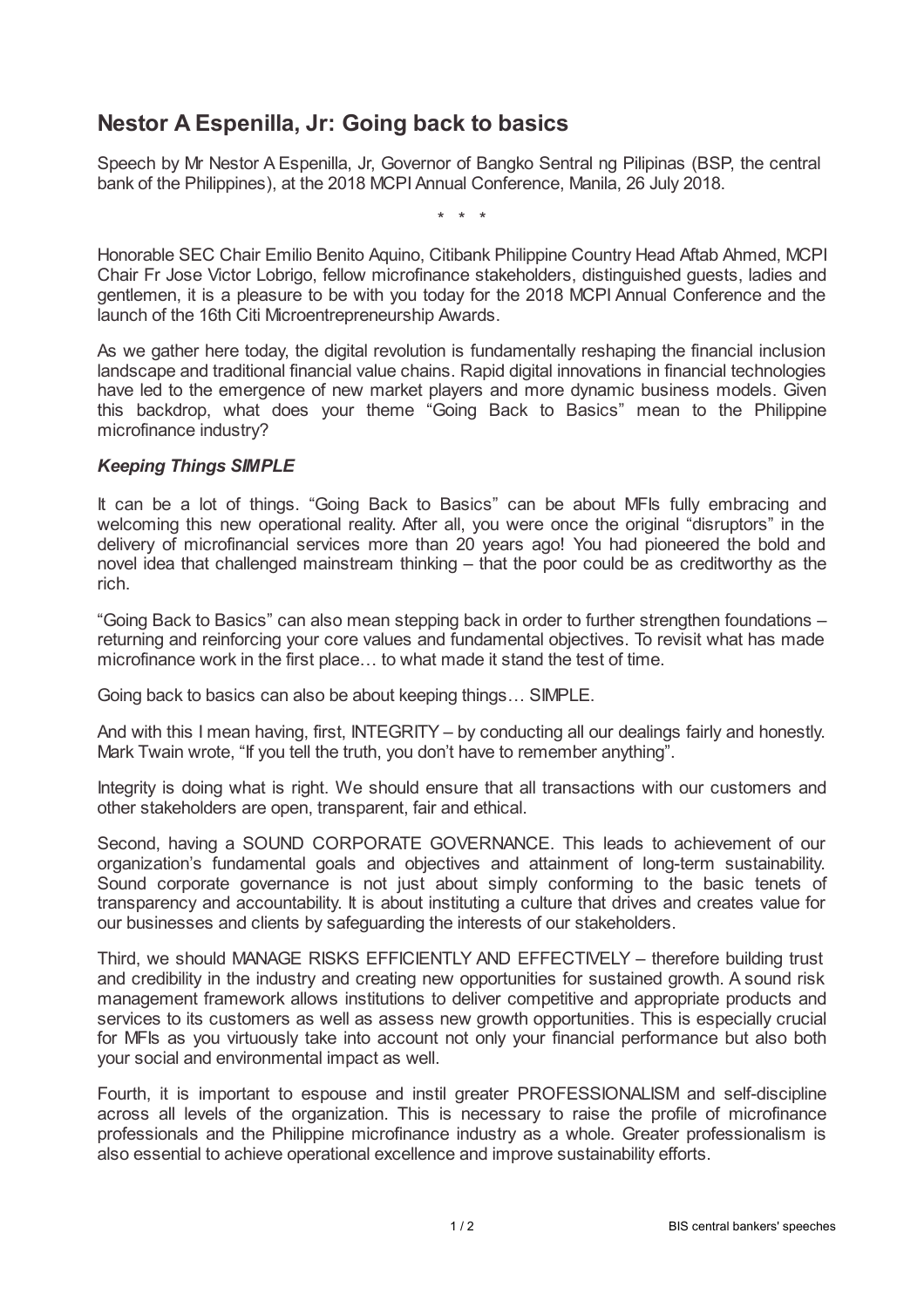# Nestor A Espenilla, Jr: Going back to basics

Speech by Mr Nestor A Espenilla, Jr, Governor of Bangko Sentral ng Pilipinas (BSP, the central bank of the Philippines), at the 2018 MCPI Annual Conference, Manila, 26 July 2018.

\* \* \*

Honorable SEC Chair Emilio Benito Aquino, Citibank Philippine Country Head Aftab Ahmed, MCPI Chair Fr Jose Victor Lobrigo, fellow microfinance stakeholders, distinguished guests, ladies and gentlemen, it is a pleasure to be with you today for the 2018 MCPI Annual Conference and the launch of the 16th Citi Microentrepreneurship Awards.

As we gather here today, the digital revolution is fundamentally reshaping the financial inclusion landscape and traditional financial value chains. Rapid digital innovations in financial technologies have led to the emergence of new market players and more dynamic business models. Given this backdrop, what does your theme "Going Back to Basics" mean to the Philippine microfinance industry?

### *Keeping Things SIMPLE*

It can be a lot of things. "Going Back to Basics" can be about MFIs fully embracing and welcoming this new operational reality. After all, you were once the original "disruptors" in the delivery of microfinancial services more than 20 years ago! You had pioneered the bold and novel idea that challenged mainstream thinking – that the poor could be as creditworthy as the rich.

"Going Back to Basics" can also mean stepping back in order to further strengthen foundations – returning and reinforcing your core values and fundamental objectives. To revisit what has made microfinance work in the first place… to what made it stand the test of time.

Going back to basics can also be about keeping things… SIMPLE.

And with this I mean having, first, INTEGRITY – by conducting all our dealings fairly and honestly. Mark Twain wrote, "If you tell the truth, you don't have to remember anything".

Integrity is doing what is right. We should ensure that all transactions with our customers and other stakeholders are open, transparent, fair and ethical.

Second, having a SOUND CORPORATE GOVERNANCE. This leads to achievement of our organization's fundamental goals and objectives and attainment of long-term sustainability. Sound corporate governance is not just about simply conforming to the basic tenets of transparency and accountability. It is about instituting a culture that drives and creates value for our businesses and clients by safeguarding the interests of our stakeholders.

Third, we should MANAGE RISKS EFFICIENTLY AND EFFECTIVELY – therefore building trust and credibility in the industry and creating new opportunities for sustained growth. A sound risk management framework allows institutions to deliver competitive and appropriate products and services to its customers as well as assess new growth opportunities. This is especially crucial for MFIs as you virtuously take into account not only your financial performance but also both your social and environmental impact as well.

Fourth, it is important to espouse and instil greater PROFESSIONALISM and self-discipline across all levels of the organization. This is necessary to raise the profile of microfinance professionals and the Philippine microfinance industry as a whole. Greater professionalism is also essential to achieve operational excellence and improve sustainability efforts.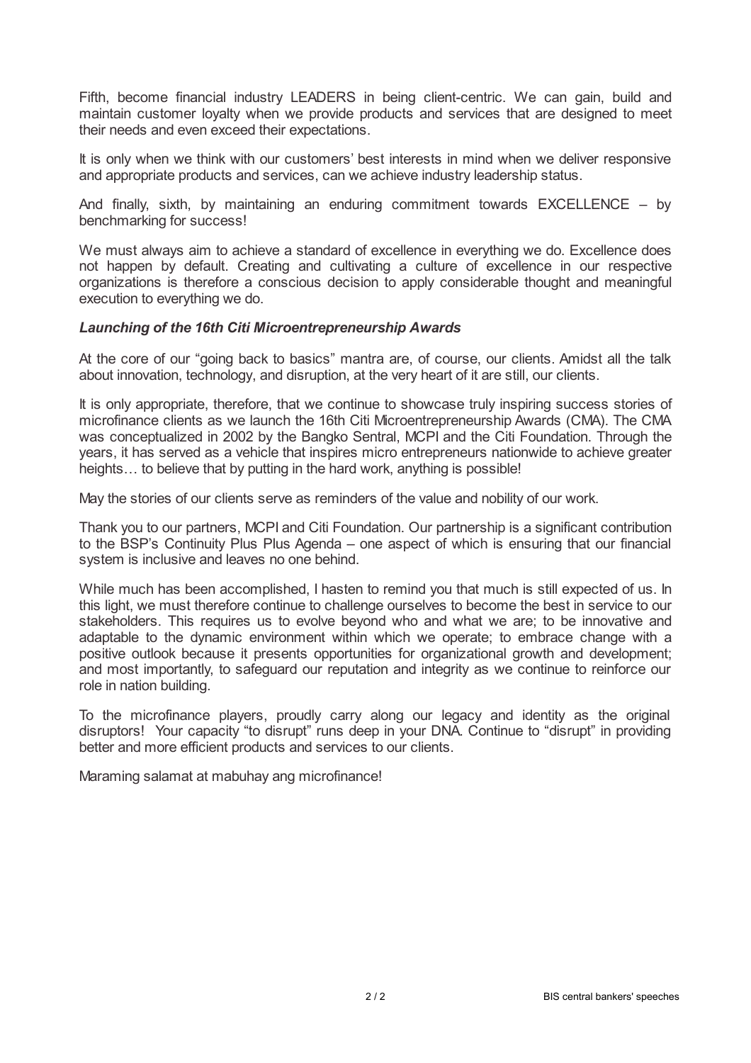Fifth, become financial industry LEADERS in being client-centric. We can gain, build and maintain customer loyalty when we provide products and services that are designed to meet their needs and even exceed their expectations.

It is only when we think with our customers' best interests in mind when we deliver responsive and appropriate products and services, can we achieve industry leadership status.

And finally, sixth, by maintaining an enduring commitment towards EXCELLENCE – by benchmarking for success!

We must always aim to achieve a standard of excellence in everything we do. Excellence does not happen by default. Creating and cultivating a culture of excellence in our respective organizations is therefore a conscious decision to apply considerable thought and meaningful execution to everything we do.

***Launching of the 16th Citi Microentrepreneurship Awards***

At the core of our "going back to basics" mantra are, of course, our clients. Amidst all the talk about innovation, technology, and disruption, at the very heart of it are still, our clients.

It is only appropriate, therefore, that we continue to showcase truly inspiring success stories of microfinance clients as we launch the 16th Citi Microentrepreneurship Awards (CMA). The CMA was conceptualized in 2002 by the Bangko Sentral, MCPI and the Citi Foundation. Through the years, it has served as a vehicle that inspires micro entrepreneurs nationwide to achieve greater heights… to believe that by putting in the hard work, anything is possible!

May the stories of our clients serve as reminders of the value and nobility of our work.

Thank you to our partners, MCPI and Citi Foundation. Our partnership is a significant contribution to the BSP's Continuity Plus Plus Agenda – one aspect of which is ensuring that our financial system is inclusive and leaves no one behind.

While much has been accomplished, I hasten to remind you that much is still expected of us. In this light, we must therefore continue to challenge ourselves to become the best in service to our stakeholders. This requires us to evolve beyond who and what we are; to be innovative and adaptable to the dynamic environment within which we operate; to embrace change with a positive outlook because it presents opportunities for organizational growth and development; and most importantly, to safeguard our reputation and integrity as we continue to reinforce our role in nation building.

To the microfinance players, proudly carry along our legacy and identity as the original disruptors! Your capacity "to disrupt" runs deep in your DNA. Continue to "disrupt" in providing better and more efficient products and services to our clients.

Maraming salamat at mabuhay ang microfinance!